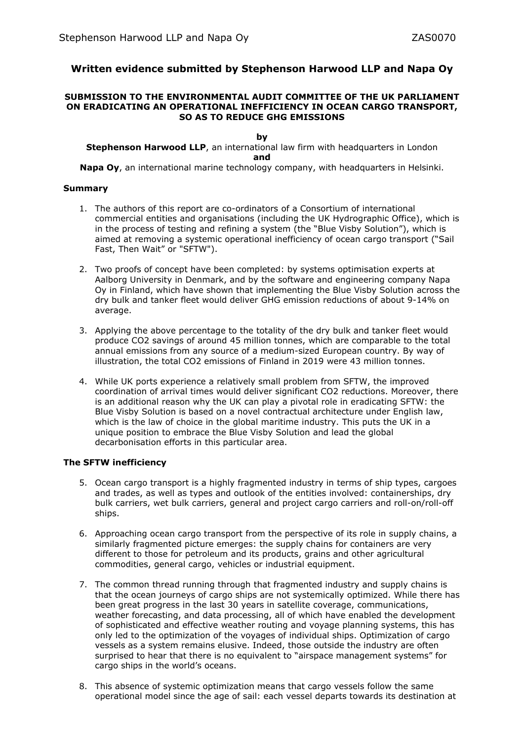# Written evidence submitted by Stephenson Harwood LLP and Napa Oy

**SUBMISSION TO THE ENVIRONMENTAL AUDIT COMMITTEE OF THE UK PARLIAMENT ON ERADICATING AN OPERATIONAL INEFFICIENCY IN OCEAN CARGO TRANSPORT, SO AS TO REDUCE GHG EMISSIONS**

**by**

**Stephenson Harwood LLP**, an international law firm with headquarters in London

**and**

**Napa Oy**, an international marine technology company, with headquarters in Helsinki.

### Summary

1. The authors of this report are co-ordinators of a Consortium of international commercial entities and organisations (including the UK Hydrographic Office), which is in the process of testing and refining a system (the "Blue Visby Solution"), which is aimed at removing a systemic operational inefficiency of ocean cargo transport ("Sail Fast, Then Wait" or "SFTW").

2. Two proofs of concept have been completed: by systems optimisation experts at Aalborg University in Denmark, and by the software and engineering company Napa Oy in Finland, which have shown that implementing the Blue Visby Solution across the dry bulk and tanker fleet would deliver GHG emission reductions of about 9-14% on average.

3. Applying the above percentage to the totality of the dry bulk and tanker fleet would produce $CO_2$ savings of around 45 million tonnes, which are comparable to the total annual emissions from any source of a medium-sized European country. By way of illustration, the total $CO_2$ emissions of Finland in 2019 were 43 million tonnes.

4. While UK ports experience a relatively small problem from SFTW, the improved coordination of arrival times would deliver significant $CO_2$ reductions. Moreover, there is an additional reason why the UK can play a pivotal role in eradicating SFTW: the Blue Visby Solution is based on a novel contractual architecture under English law, which is the law of choice in the global maritime industry. This puts the UK in a unique position to embrace the Blue Visby Solution and lead the global decarbonisation efforts in this particular area.

### The SFTW inefficiency

5. Ocean cargo transport is a highly fragmented industry in terms of ship types, cargoes and trades, as well as types and outlook of the entities involved: containerships, dry bulk carriers, wet bulk carriers, general and project cargo carriers and roll-on/roll-off ships.

6. Approaching ocean cargo transport from the perspective of its role in supply chains, a similarly fragmented picture emerges: the supply chains for containers are very different to those for petroleum and its products, grains and other agricultural commodities, general cargo, vehicles or industrial equipment.

7. The common thread running through that fragmented industry and supply chains is that the ocean journeys of cargo ships are not systemically optimized. While there has been great progress in the last 30 years in satellite coverage, communications, weather forecasting, and data processing, all of which have enabled the development of sophisticated and effective weather routing and voyage planning systems, this has only led to the optimization of the voyages of individual ships. Optimization of cargo vessels as a system remains elusive. Indeed, those outside the industry are often surprised to hear that there is no equivalent to "airspace management systems" for cargo ships in the world's oceans.

8. This absence of systemic optimization means that cargo vessels follow the same operational model since the age of sail: each vessel departs towards its destination at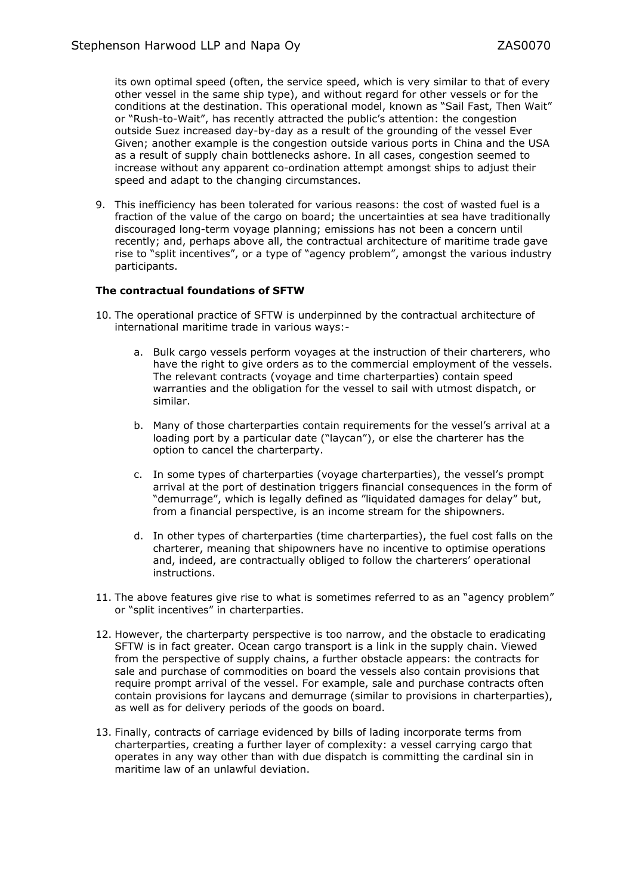its own optimal speed (often, the service speed, which is very similar to that of every other vessel in the same ship type), and without regard for other vessels or for the conditions at the destination. This operational model, known as "Sail Fast, Then Wait" or "Rush-to-Wait", has recently attracted the public's attention: the congestion outside Suez increased day-by-day as a result of the grounding of the vessel Ever Given; another example is the congestion outside various ports in China and the USA as a result of supply chain bottlenecks ashore. In all cases, congestion seemed to increase without any apparent co-ordination attempt amongst ships to adjust their speed and adapt to the changing circumstances.

9. This inefficiency has been tolerated for various reasons: the cost of wasted fuel is a fraction of the value of the cargo on board; the uncertainties at sea have traditionally discouraged long-term voyage planning; emissions has not been a concern until recently; and, perhaps above all, the contractual architecture of maritime trade gave rise to "split incentives", or a type of "agency problem", amongst the various industry participants.

**The contractual foundations of SFTW**

10. The operational practice of SFTW is underpinned by the contractual architecture of international maritime trade in various ways:-

    a. Bulk cargo vessels perform voyages at the instruction of their charterers, who have the right to give orders as to the commercial employment of the vessels. The relevant contracts (voyage and time charterparties) contain speed warranties and the obligation for the vessel to sail with utmost dispatch, or similar.

    b. Many of those charterparties contain requirements for the vessel's arrival at a loading port by a particular date ("laycan"), or else the charterer has the option to cancel the charterparty.

    c. In some types of charterparties (voyage charterparties), the vessel's prompt arrival at the port of destination triggers financial consequences in the form of "demurrage", which is legally defined as "liquidated damages for delay" but, from a financial perspective, is an income stream for the shipowners.

    d. In other types of charterparties (time charterparties), the fuel cost falls on the charterer, meaning that shipowners have no incentive to optimise operations and, indeed, are contractually obliged to follow the charterers' operational instructions.

11. The above features give rise to what is sometimes referred to as an "agency problem" or "split incentives" in charterparties.

12. However, the charterparty perspective is too narrow, and the obstacle to eradicating SFTW is in fact greater. Ocean cargo transport is a link in the supply chain. Viewed from the perspective of supply chains, a further obstacle appears: the contracts for sale and purchase of commodities on board the vessels also contain provisions that require prompt arrival of the vessel. For example, sale and purchase contracts often contain provisions for laycans and demurrage (similar to provisions in charterparties), as well as for delivery periods of the goods on board.

13. Finally, contracts of carriage evidenced by bills of lading incorporate terms from charterparties, creating a further layer of complexity: a vessel carrying cargo that operates in any way other than with due dispatch is committing the cardinal sin in maritime law of an unlawful deviation.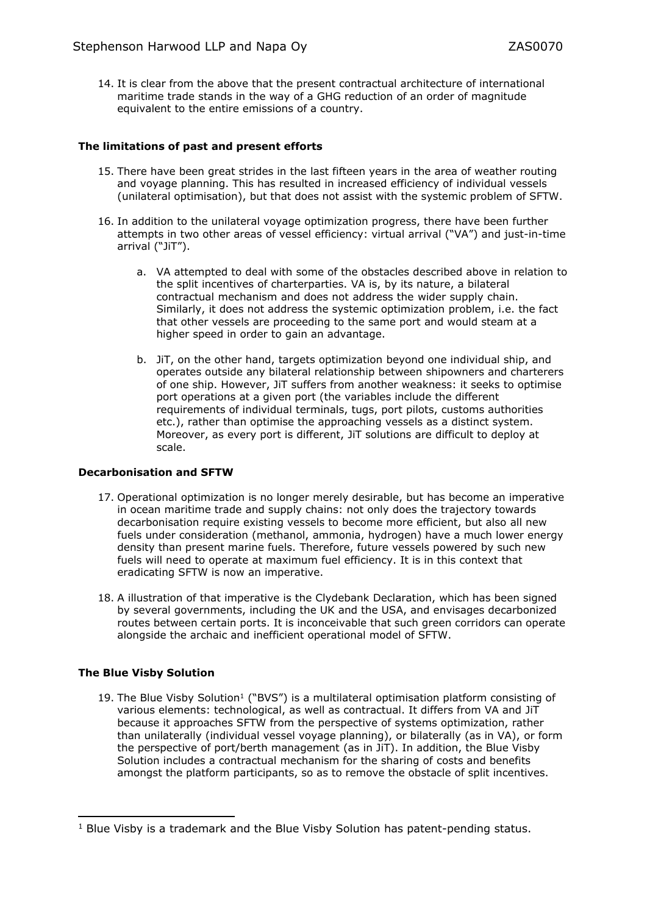14. It is clear from the above that the present contractual architecture of international maritime trade stands in the way of a GHG reduction of an order of magnitude equivalent to the entire emissions of a country.

**The limitations of past and present efforts**

15. There have been great strides in the last fifteen years in the area of weather routing and voyage planning. This has resulted in increased efficiency of individual vessels (unilateral optimisation), but that does not assist with the systemic problem of SFTW.

16. In addition to the unilateral voyage optimization progress, there have been further attempts in two other areas of vessel efficiency: virtual arrival ("VA") and just-in-time arrival ("JiT").

    a. VA attempted to deal with some of the obstacles described above in relation to the split incentives of charterparties. VA is, by its nature, a bilateral contractual mechanism and does not address the wider supply chain. Similarly, it does not address the systemic optimization problem, i.e. the fact that other vessels are proceeding to the same port and would steam at a higher speed in order to gain an advantage.

    b. JiT, on the other hand, targets optimization beyond one individual ship, and operates outside any bilateral relationship between shipowners and charterers of one ship. However, JiT suffers from another weakness: it seeks to optimise port operations at a given port (the variables include the different requirements of individual terminals, tugs, port pilots, customs authorities etc.), rather than optimise the approaching vessels as a distinct system. Moreover, as every port is different, JiT solutions are difficult to deploy at scale.

**Decarbonisation and SFTW**

17. Operational optimization is no longer merely desirable, but has become an imperative in ocean maritime trade and supply chains: not only does the trajectory towards decarbonisation require existing vessels to become more efficient, but also all new fuels under consideration (methanol, ammonia, hydrogen) have a much lower energy density than present marine fuels. Therefore, future vessels powered by such new fuels will need to operate at maximum fuel efficiency. It is in this context that eradicating SFTW is now an imperative.

18. A illustration of that imperative is the Clydebank Declaration, which has been signed by several governments, including the UK and the USA, and envisages decarbonized routes between certain ports. It is inconceivable that such green corridors can operate alongside the archaic and inefficient operational model of SFTW.

**The Blue Visby Solution**

19. The Blue Visby Solution[1] ("BVS") is a multilateral optimisation platform consisting of various elements: technological, as well as contractual. It differs from VA and JiT because it approaches SFTW from the perspective of systems optimization, rather than unilaterally (individual vessel voyage planning), or bilaterally (as in VA), or form the perspective of port/berth management (as in JiT). In addition, the Blue Visby Solution includes a contractual mechanism for the sharing of costs and benefits amongst the platform participants, so as to remove the obstacle of split incentives.

[1] Blue Visby is a trademark and the Blue Visby Solution has patent-pending status.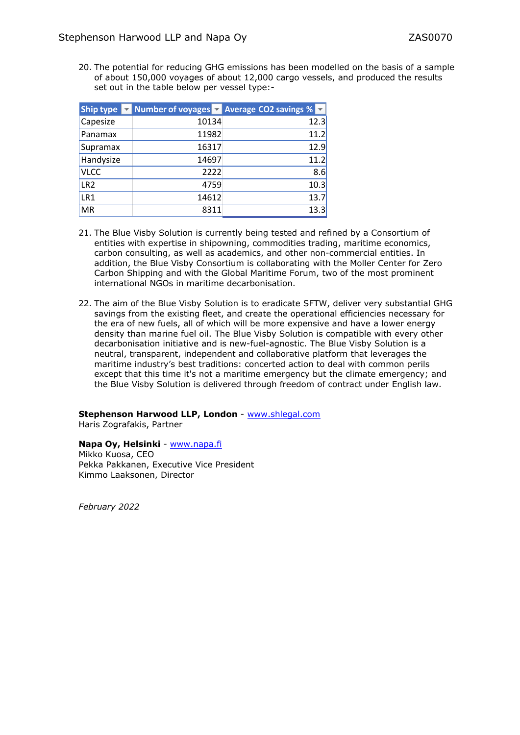20. The potential for reducing GHG emissions has been modelled on the basis of a sample of about 150,000 voyages of about 12,000 cargo vessels, and produced the results set out in the table below per vessel type:-

| Ship type | Number of voyages | Average CO2 savings % |
|---|---|---|
| Capesize | 10134 | 12.3 |
| Panamax | 11982 | 11.2 |
| Supramax | 16317 | 12.9 |
| Handysize | 14697 | 11.2 |
| VLCC | 2222 | 8.6 |
| LR2 | 4759 | 10.3 |
| LR1 | 14612 | 13.7 |
| MR | 8311 | 13.3 |

21. The Blue Visby Solution is currently being tested and refined by a Consortium of entities with expertise in shipowning, commodities trading, maritime economics, carbon consulting, as well as academics, and other non-commercial entities. In addition, the Blue Visby Consortium is collaborating with the Moller Center for Zero Carbon Shipping and with the Global Maritime Forum, two of the most prominent international NGOs in maritime decarbonisation.

22. The aim of the Blue Visby Solution is to eradicate SFTW, deliver very substantial GHG savings from the existing fleet, and create the operational efficiencies necessary for the era of new fuels, all of which will be more expensive and have a lower energy density than marine fuel oil. The Blue Visby Solution is compatible with every other decarbonisation initiative and is new-fuel-agnostic. The Blue Visby Solution is a neutral, transparent, independent and collaborative platform that leverages the maritime industry's best traditions: concerted action to deal with common perils except that this time it's not a maritime emergency but the climate emergency; and the Blue Visby Solution is delivered through freedom of contract under English law.

**Stephenson Harwood LLP, London** - www.shlegal.com
Haris Zografakis, Partner

**Napa Oy, Helsinki** - www.napa.fi
Mikko Kuosa, CEO
Pekka Pakkanen, Executive Vice President
Kimmo Laaksonen, Director

*February 2022*